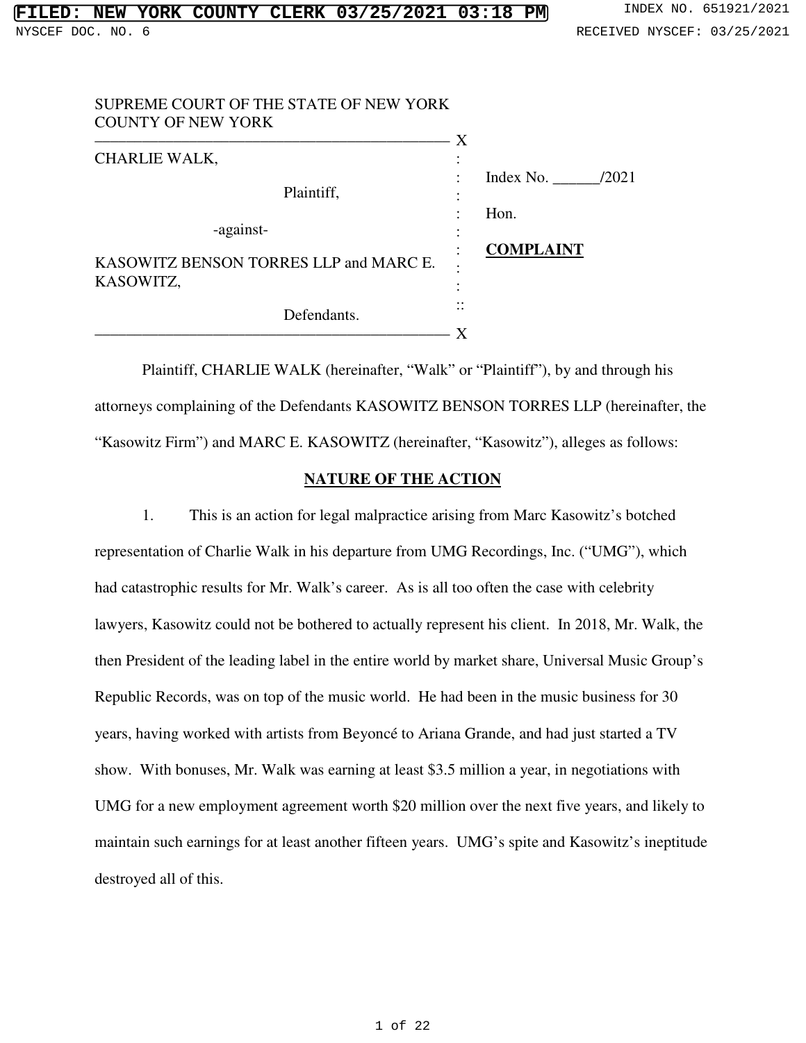FILED: NEW YORK COUNTY CLERK 03/25/2021 03:18 PM INDEX NO. 651921/2021

NYSCEF DOC. NO. 6 RECEIVED NYSCEF: 03/25/2021

SUPREME COURT OF THE STATE OF NEW YORK
COUNTY OF NEW YORK

| | |
|---|---|
| CHARLIE WALK,<br><br>Plaintiff,<br><br>-against-<br><br>KASOWITZ BENSON TORRES LLP and MARC E. KASOWITZ,<br><br>Defendants. | Index No. ______/2021<br><br>Hon.<br><br>**COMPLAINT** |

Plaintiff, CHARLIE WALK (hereinafter, "Walk" or "Plaintiff"), by and through his attorneys complaining of the Defendants KASOWITZ BENSON TORRES LLP (hereinafter, the "Kasowitz Firm") and MARC E. KASOWITZ (hereinafter, "Kasowitz"), alleges as follows:

## NATURE OF THE ACTION

1. This is an action for legal malpractice arising from Marc Kasowitz's botched representation of Charlie Walk in his departure from UMG Recordings, Inc. ("UMG"), which had catastrophic results for Mr. Walk's career. As is all too often the case with celebrity lawyers, Kasowitz could not be bothered to actually represent his client. In 2018, Mr. Walk, the then President of the leading label in the entire world by market share, Universal Music Group's Republic Records, was on top of the music world. He had been in the music business for 30 years, having worked with artists from Beyoncé to Ariana Grande, and had just started a TV show. With bonuses, Mr. Walk was earning at least $3.5 million a year, in negotiations with UMG for a new employment agreement worth $20 million over the next five years, and likely to maintain such earnings for at least another fifteen years. UMG's spite and Kasowitz's ineptitude destroyed all of this.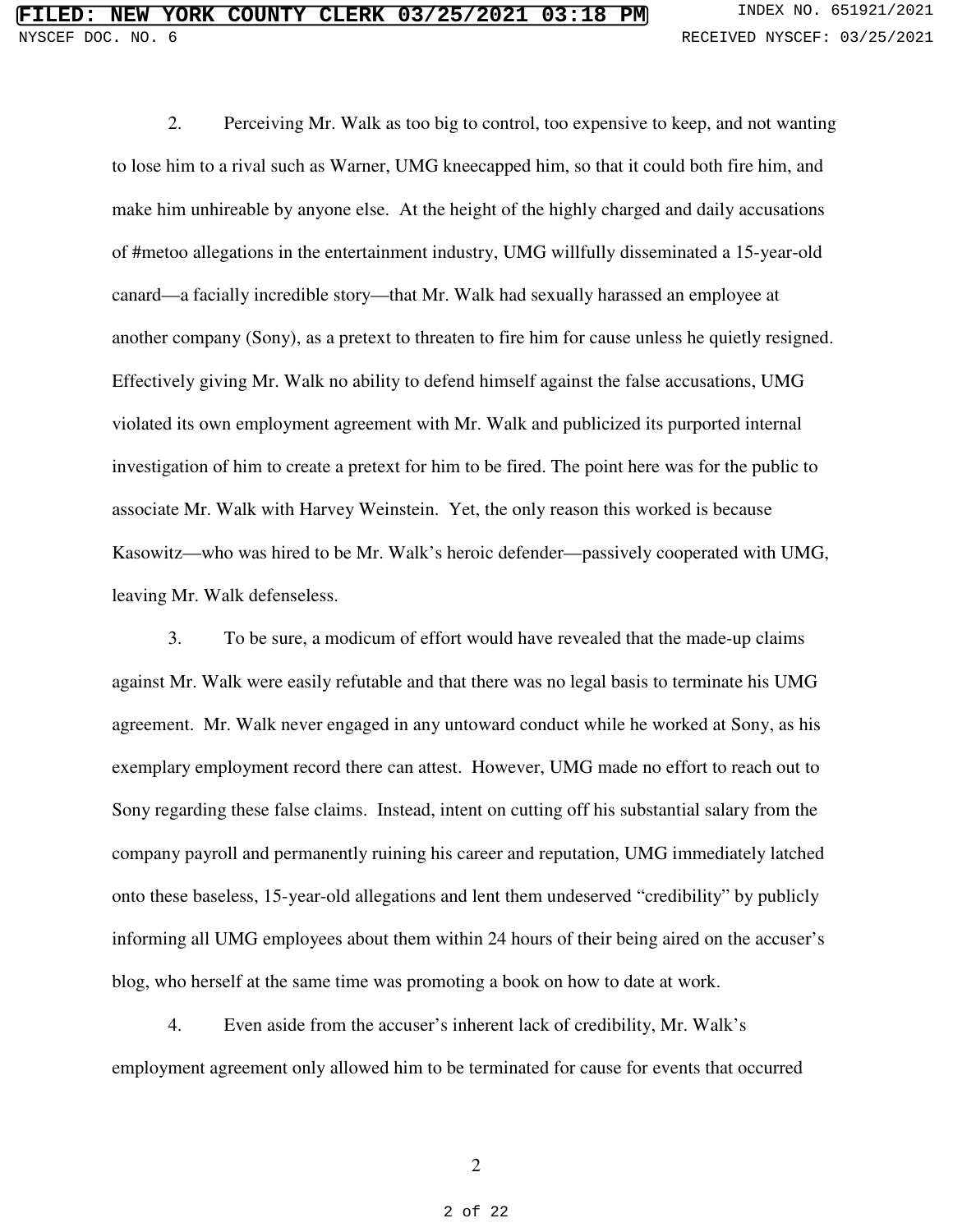2. Perceiving Mr. Walk as too big to control, too expensive to keep, and not wanting to lose him to a rival such as Warner, UMG kneecapped him, so that it could both fire him, and make him unhireable by anyone else. At the height of the highly charged and daily accusations of #metoo allegations in the entertainment industry, UMG willfully disseminated a 15-year-old canard—a facially incredible story—that Mr. Walk had sexually harassed an employee at another company (Sony), as a pretext to threaten to fire him for cause unless he quietly resigned. Effectively giving Mr. Walk no ability to defend himself against the false accusations, UMG violated its own employment agreement with Mr. Walk and publicized its purported internal investigation of him to create a pretext for him to be fired. The point here was for the public to associate Mr. Walk with Harvey Weinstein. Yet, the only reason this worked is because Kasowitz—who was hired to be Mr. Walk's heroic defender—passively cooperated with UMG, leaving Mr. Walk defenseless.

3. To be sure, a modicum of effort would have revealed that the made-up claims against Mr. Walk were easily refutable and that there was no legal basis to terminate his UMG agreement. Mr. Walk never engaged in any untoward conduct while he worked at Sony, as his exemplary employment record there can attest. However, UMG made no effort to reach out to Sony regarding these false claims. Instead, intent on cutting off his substantial salary from the company payroll and permanently ruining his career and reputation, UMG immediately latched onto these baseless, 15-year-old allegations and lent them undeserved "credibility" by publicly informing all UMG employees about them within 24 hours of their being aired on the accuser's blog, who herself at the same time was promoting a book on how to date at work.

4. Even aside from the accuser's inherent lack of credibility, Mr. Walk's employment agreement only allowed him to be terminated for cause for events that occurred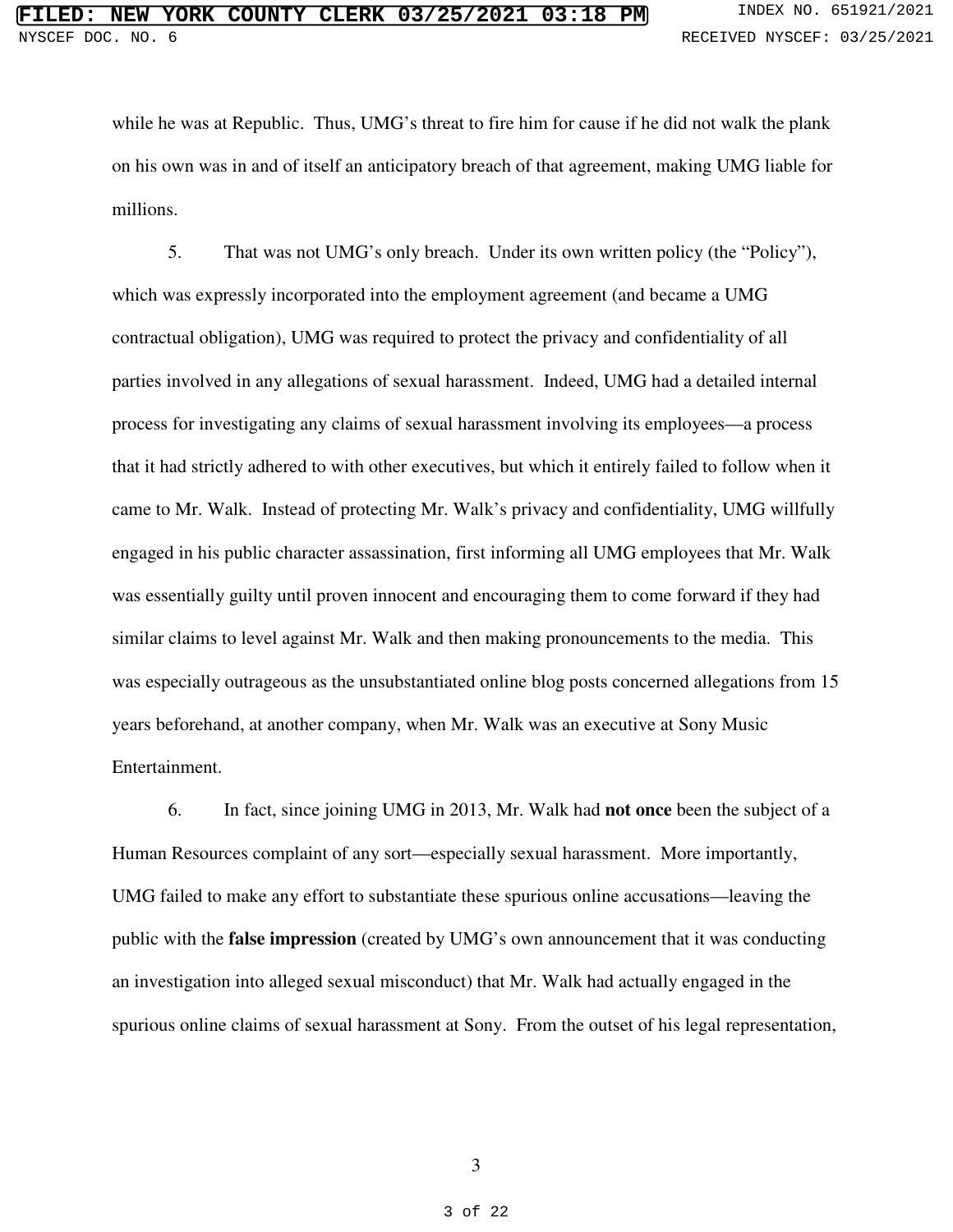while he was at Republic. Thus, UMG's threat to fire him for cause if he did not walk the plank on his own was in and of itself an anticipatory breach of that agreement, making UMG liable for millions.

5. That was not UMG's only breach. Under its own written policy (the "Policy"), which was expressly incorporated into the employment agreement (and became a UMG contractual obligation), UMG was required to protect the privacy and confidentiality of all parties involved in any allegations of sexual harassment. Indeed, UMG had a detailed internal process for investigating any claims of sexual harassment involving its employees—a process that it had strictly adhered to with other executives, but which it entirely failed to follow when it came to Mr. Walk. Instead of protecting Mr. Walk's privacy and confidentiality, UMG willfully engaged in his public character assassination, first informing all UMG employees that Mr. Walk was essentially guilty until proven innocent and encouraging them to come forward if they had similar claims to level against Mr. Walk and then making pronouncements to the media. This was especially outrageous as the unsubstantiated online blog posts concerned allegations from 15 years beforehand, at another company, when Mr. Walk was an executive at Sony Music Entertainment.

6. In fact, since joining UMG in 2013, Mr. Walk had **not once** been the subject of a Human Resources complaint of any sort—especially sexual harassment. More importantly, UMG failed to make any effort to substantiate these spurious online accusations—leaving the public with the **false impression** (created by UMG's own announcement that it was conducting an investigation into alleged sexual misconduct) that Mr. Walk had actually engaged in the spurious online claims of sexual harassment at Sony. From the outset of his legal representation,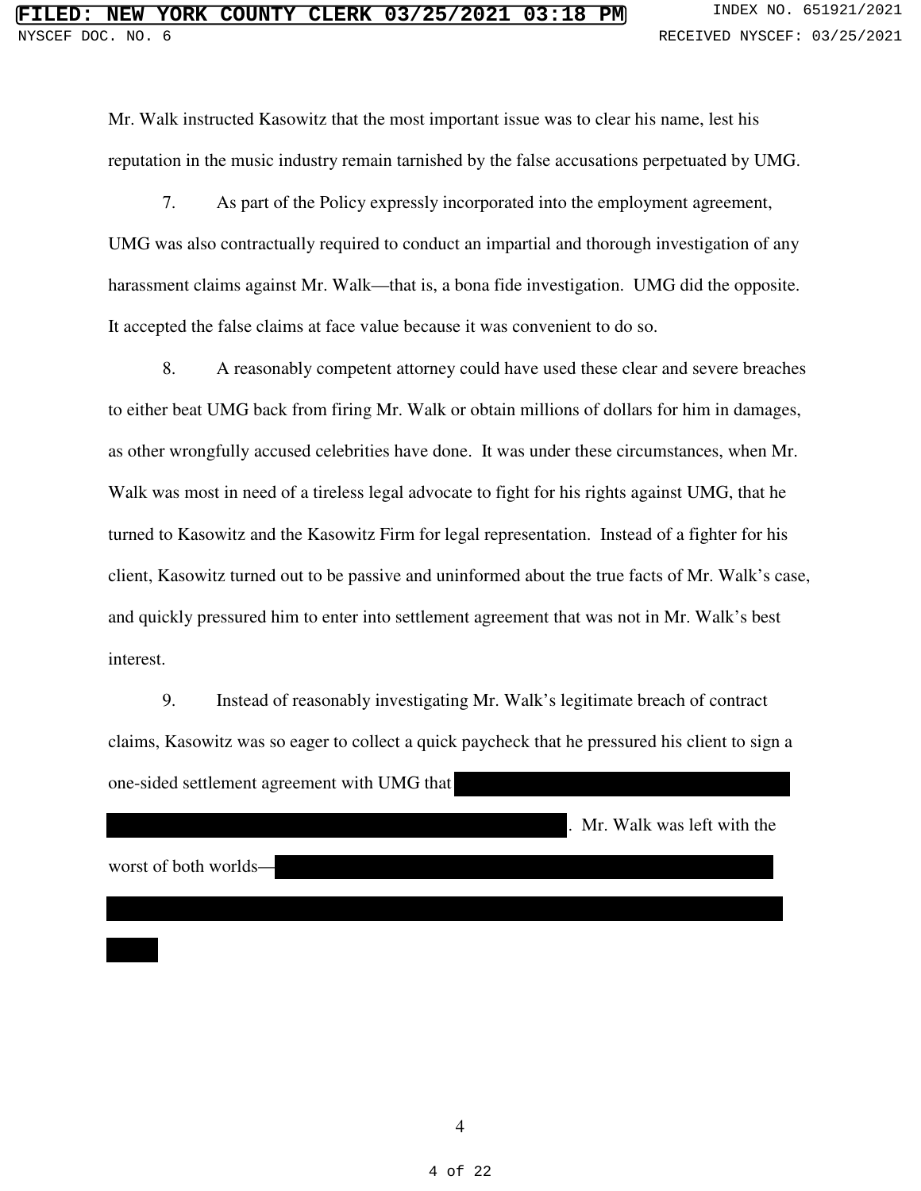Mr. Walk instructed Kasowitz that the most important issue was to clear his name, lest his reputation in the music industry remain tarnished by the false accusations perpetuated by UMG.

7. As part of the Policy expressly incorporated into the employment agreement, UMG was also contractually required to conduct an impartial and thorough investigation of any harassment claims against Mr. Walk—that is, a bona fide investigation. UMG did the opposite. It accepted the false claims at face value because it was convenient to do so.

8. A reasonably competent attorney could have used these clear and severe breaches to either beat UMG back from firing Mr. Walk or obtain millions of dollars for him in damages, as other wrongfully accused celebrities have done. It was under these circumstances, when Mr. Walk was most in need of a tireless legal advocate to fight for his rights against UMG, that he turned to Kasowitz and the Kasowitz Firm for legal representation. Instead of a fighter for his client, Kasowitz turned out to be passive and uninformed about the true facts of Mr. Walk's case, and quickly pressured him to enter into settlement agreement that was not in Mr. Walk's best interest.

9. Instead of reasonably investigating Mr. Walk's legitimate breach of contract claims, Kasowitz was so eager to collect a quick paycheck that he pressured his client to sign a one-sided settlement agreement with UMG that [REDACTED]. Mr. Walk was left with the worst of both worlds—[REDACTED]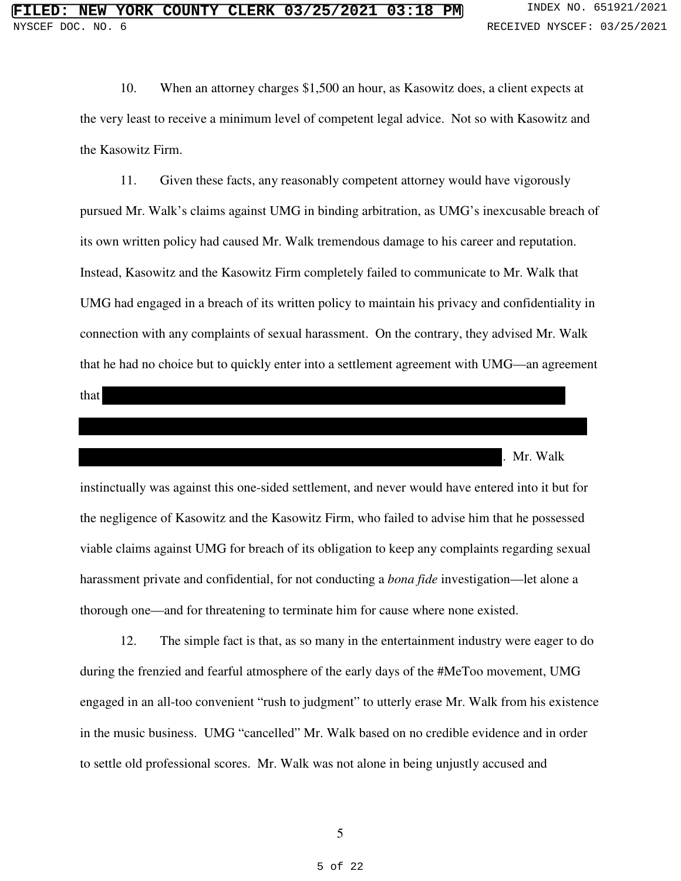10. When an attorney charges $1,500 an hour, as Kasowitz does, a client expects at the very least to receive a minimum level of competent legal advice. Not so with Kasowitz and the Kasowitz Firm.

11. Given these facts, any reasonably competent attorney would have vigorously pursued Mr. Walk's claims against UMG in binding arbitration, as UMG's inexcusable breach of its own written policy had caused Mr. Walk tremendous damage to his career and reputation. Instead, Kasowitz and the Kasowitz Firm completely failed to communicate to Mr. Walk that UMG had engaged in a breach of its written policy to maintain his privacy and confidentiality in connection with any complaints of sexual harassment. On the contrary, they advised Mr. Walk that he had no choice but to quickly enter into a settlement agreement with UMG—an agreement that [REDACTED]. Mr. Walk instinctually was against this one-sided settlement, and never would have entered into it but for the negligence of Kasowitz and the Kasowitz Firm, who failed to advise him that he possessed viable claims against UMG for breach of its obligation to keep any complaints regarding sexual harassment private and confidential, for not conducting a *bona fide* investigation—let alone a thorough one—and for threatening to terminate him for cause where none existed.

12. The simple fact is that, as so many in the entertainment industry were eager to do during the frenzied and fearful atmosphere of the early days of the #MeToo movement, UMG engaged in an all-too convenient "rush to judgment" to utterly erase Mr. Walk from his existence in the music business. UMG "cancelled" Mr. Walk based on no credible evidence and in order to settle old professional scores. Mr. Walk was not alone in being unjustly accused and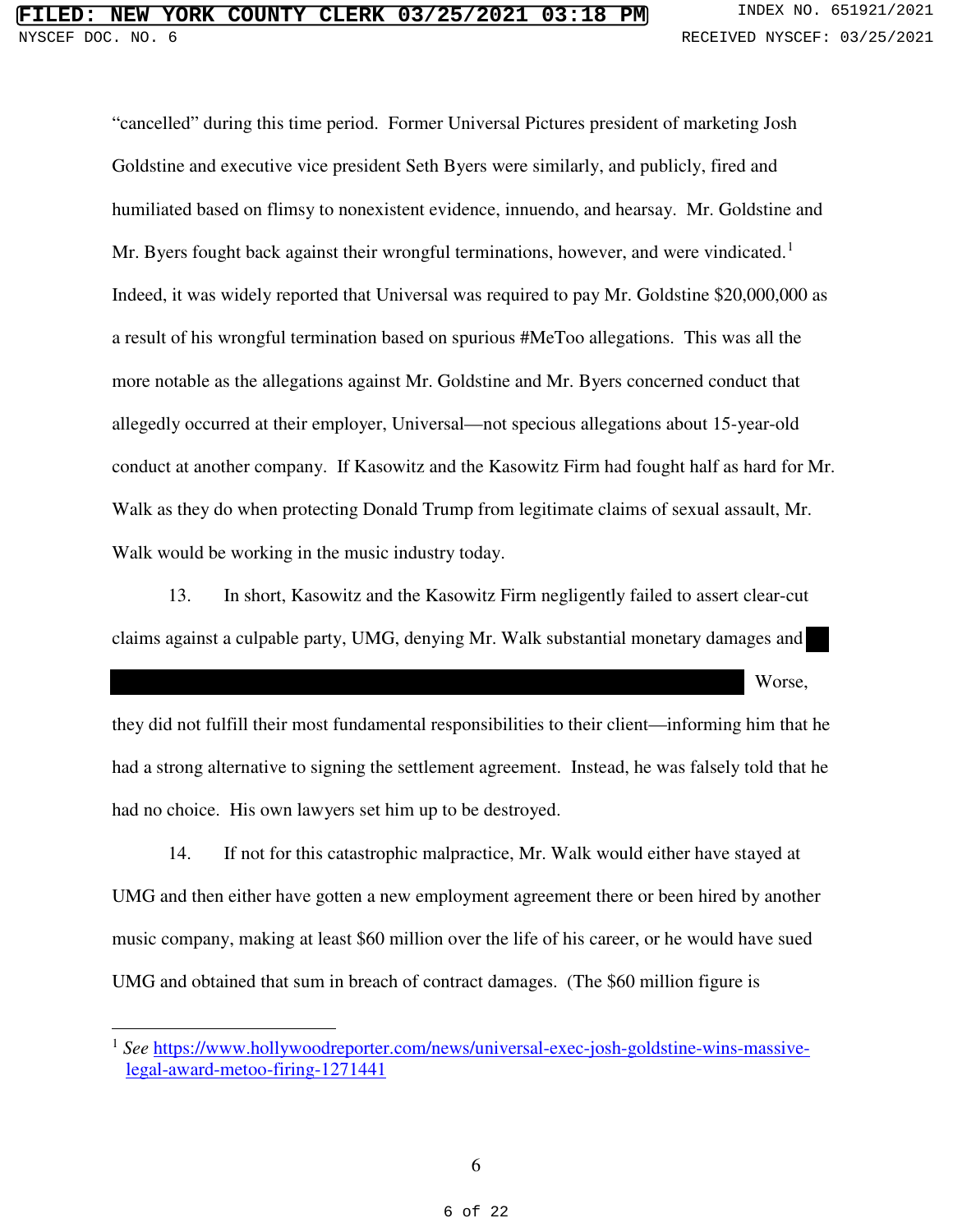"cancelled" during this time period. Former Universal Pictures president of marketing Josh Goldstine and executive vice president Seth Byers were similarly, and publicly, fired and humiliated based on flimsy to nonexistent evidence, innuendo, and hearsay. Mr. Goldstine and Mr. Byers fought back against their wrongful terminations, however, and were vindicated.[1] Indeed, it was widely reported that Universal was required to pay Mr. Goldstine $20,000,000 as a result of his wrongful termination based on spurious #MeToo allegations. This was all the more notable as the allegations against Mr. Goldstine and Mr. Byers concerned conduct that allegedly occurred at their employer, Universal—not specious allegations about 15-year-old conduct at another company. If Kasowitz and the Kasowitz Firm had fought half as hard for Mr. Walk as they do when protecting Donald Trump from legitimate claims of sexual assault, Mr. Walk would be working in the music industry today.

13. In short, Kasowitz and the Kasowitz Firm negligently failed to assert clear-cut claims against a culpable party, UMG, denying Mr. Walk substantial monetary damages and [REDACTED] Worse, they did not fulfill their most fundamental responsibilities to their client—informing him that he had a strong alternative to signing the settlement agreement. Instead, he was falsely told that he had no choice. His own lawyers set him up to be destroyed.

14. If not for this catastrophic malpractice, Mr. Walk would either have stayed at UMG and then either have gotten a new employment agreement there or been hired by another music company, making at least $60 million over the life of his career, or he would have sued UMG and obtained that sum in breach of contract damages. (The $60 million figure is

---

[1] *See* https://www.hollywoodreporter.com/news/universal-exec-josh-goldstine-wins-massive-legal-award-metoo-firing-1271441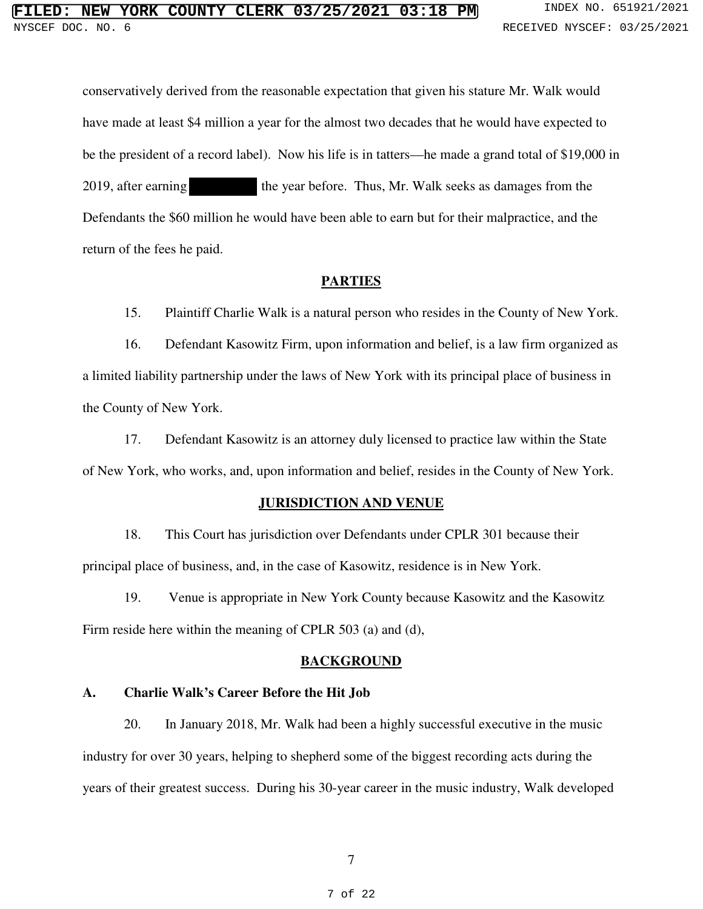conservatively derived from the reasonable expectation that given his stature Mr. Walk would have made at least \$4 million a year for the almost two decades that he would have expected to be the president of a record label). Now his life is in tatters—he made a grand total of \$19,000 in 2019, after earning ██████ the year before. Thus, Mr. Walk seeks as damages from the Defendants the \$60 million he would have been able to earn but for their malpractice, and the return of the fees he paid.

## PARTIES

15. Plaintiff Charlie Walk is a natural person who resides in the County of New York.

16. Defendant Kasowitz Firm, upon information and belief, is a law firm organized as a limited liability partnership under the laws of New York with its principal place of business in the County of New York.

17. Defendant Kasowitz is an attorney duly licensed to practice law within the State of New York, who works, and, upon information and belief, resides in the County of New York.

## JURISDICTION AND VENUE

18. This Court has jurisdiction over Defendants under CPLR 301 because their principal place of business, and, in the case of Kasowitz, residence is in New York.

19. Venue is appropriate in New York County because Kasowitz and the Kasowitz Firm reside here within the meaning of CPLR 503 (a) and (d),

## BACKGROUND

### A. Charlie Walk's Career Before the Hit Job

20. In January 2018, Mr. Walk had been a highly successful executive in the music industry for over 30 years, helping to shepherd some of the biggest recording acts during the years of their greatest success. During his 30-year career in the music industry, Walk developed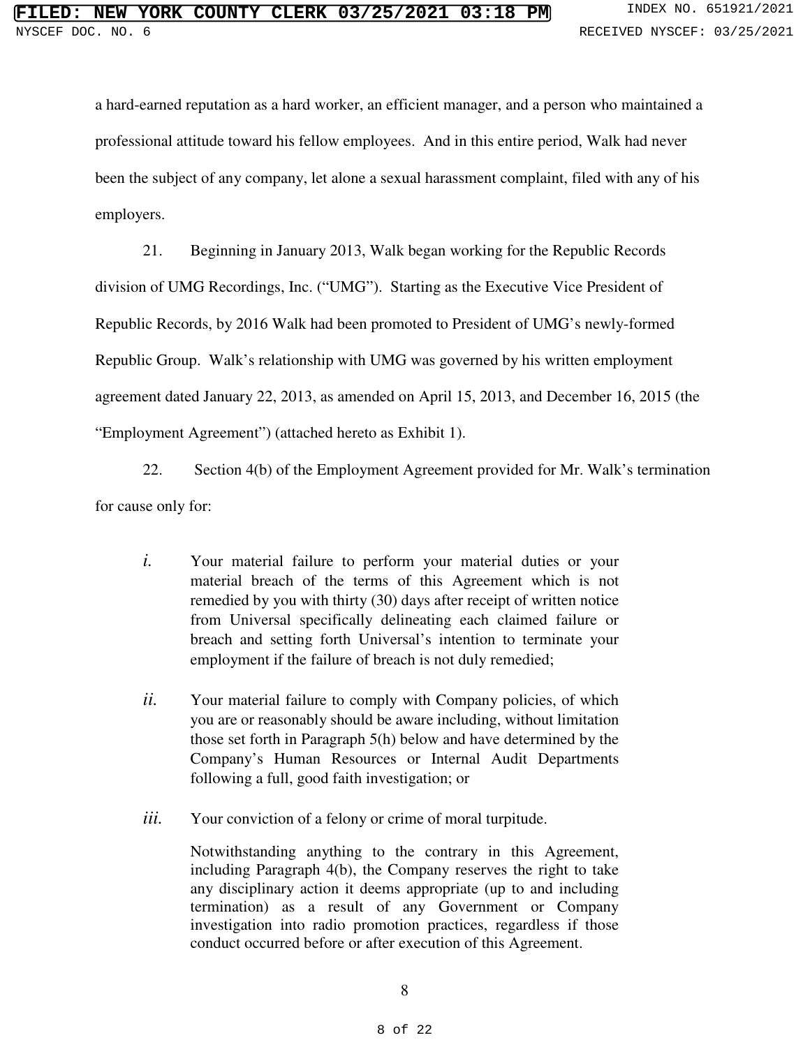a hard-earned reputation as a hard worker, an efficient manager, and a person who maintained a professional attitude toward his fellow employees. And in this entire period, Walk had never been the subject of any company, let alone a sexual harassment complaint, filed with any of his employers.

21. Beginning in January 2013, Walk began working for the Republic Records division of UMG Recordings, Inc. ("UMG"). Starting as the Executive Vice President of Republic Records, by 2016 Walk had been promoted to President of UMG's newly-formed Republic Group. Walk's relationship with UMG was governed by his written employment agreement dated January 22, 2013, as amended on April 15, 2013, and December 16, 2015 (the "Employment Agreement") (attached hereto as Exhibit 1).

22. Section 4(b) of the Employment Agreement provided for Mr. Walk's termination for cause only for:

> *i.* Your material failure to perform your material duties or your material breach of the terms of this Agreement which is not remedied by you with thirty (30) days after receipt of written notice from Universal specifically delineating each claimed failure or breach and setting forth Universal's intention to terminate your employment if the failure of breach is not duly remedied;
>
> *ii.* Your material failure to comply with Company policies, of which you are or reasonably should be aware including, without limitation those set forth in Paragraph 5(h) below and have determined by the Company's Human Resources or Internal Audit Departments following a full, good faith investigation; or
>
> *iii.* Your conviction of a felony or crime of moral turpitude.
>
> Notwithstanding anything to the contrary in this Agreement, including Paragraph 4(b), the Company reserves the right to take any disciplinary action it deems appropriate (up to and including termination) as a result of any Government or Company investigation into radio promotion practices, regardless if those conduct occurred before or after execution of this Agreement.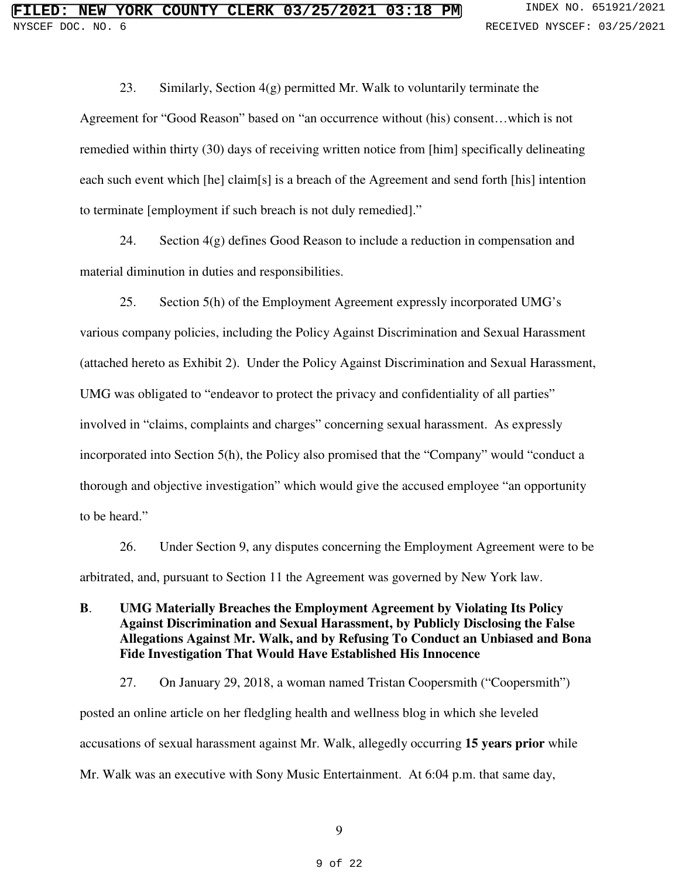23. Similarly, Section 4(g) permitted Mr. Walk to voluntarily terminate the Agreement for "Good Reason" based on "an occurrence without (his) consent…which is not remedied within thirty (30) days of receiving written notice from [him] specifically delineating each such event which [he] claim[s] is a breach of the Agreement and send forth [his] intention to terminate [employment if such breach is not duly remedied]."

24. Section 4(g) defines Good Reason to include a reduction in compensation and material diminution in duties and responsibilities.

25. Section 5(h) of the Employment Agreement expressly incorporated UMG's various company policies, including the Policy Against Discrimination and Sexual Harassment (attached hereto as Exhibit 2). Under the Policy Against Discrimination and Sexual Harassment, UMG was obligated to "endeavor to protect the privacy and confidentiality of all parties" involved in "claims, complaints and charges" concerning sexual harassment. As expressly incorporated into Section 5(h), the Policy also promised that the "Company" would "conduct a thorough and objective investigation" which would give the accused employee "an opportunity to be heard."

26. Under Section 9, any disputes concerning the Employment Agreement were to be arbitrated, and, pursuant to Section 11 the Agreement was governed by New York law.

### B. UMG Materially Breaches the Employment Agreement by Violating Its Policy Against Discrimination and Sexual Harassment, by Publicly Disclosing the False Allegations Against Mr. Walk, and by Refusing To Conduct an Unbiased and Bona Fide Investigation That Would Have Established His Innocence

27. On January 29, 2018, a woman named Tristan Coopersmith ("Coopersmith") posted an online article on her fledgling health and wellness blog in which she leveled accusations of sexual harassment against Mr. Walk, allegedly occurring **15 years prior** while Mr. Walk was an executive with Sony Music Entertainment. At 6:04 p.m. that same day,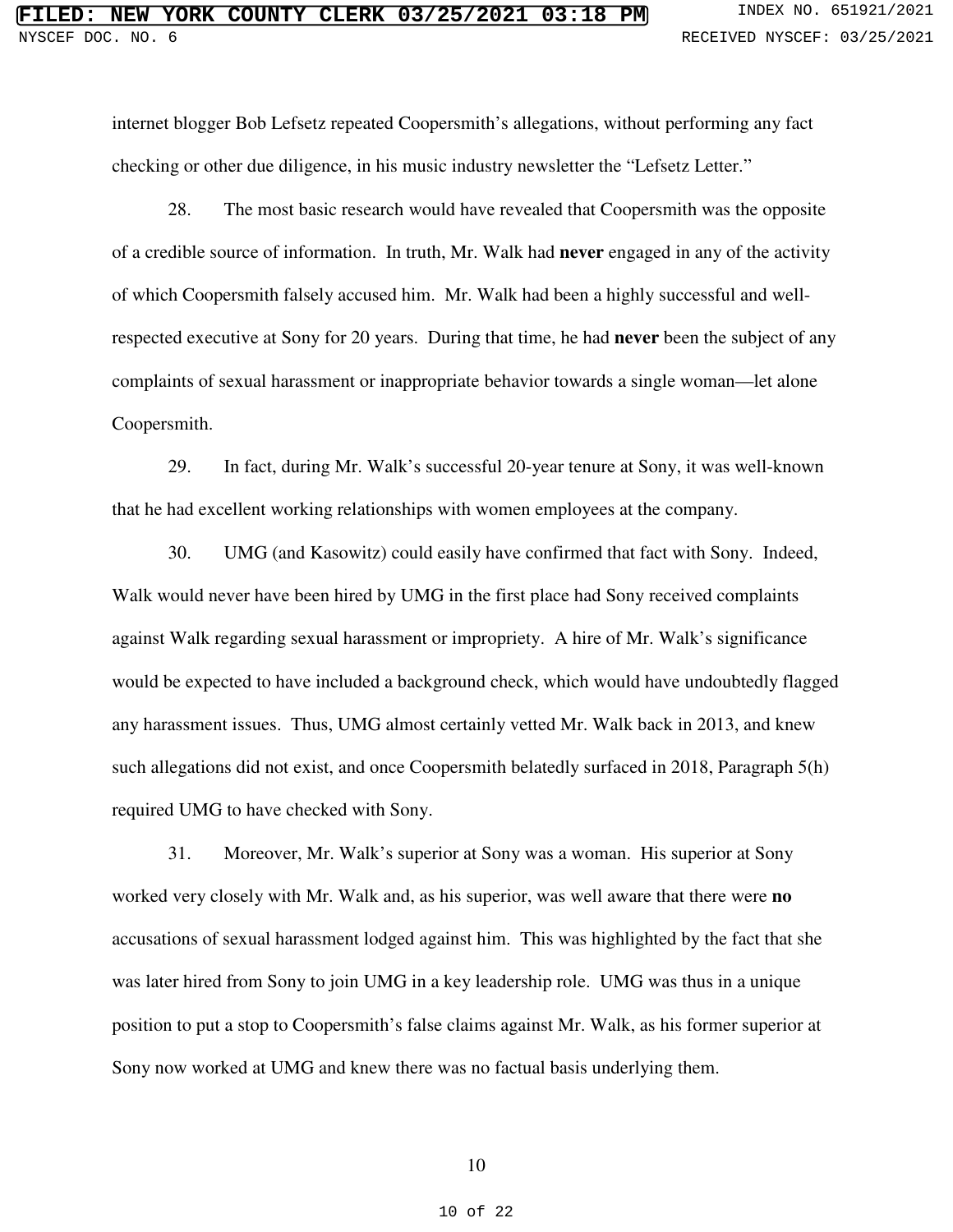internet blogger Bob Lefsetz repeated Coopersmith's allegations, without performing any fact checking or other due diligence, in his music industry newsletter the "Lefsetz Letter."

28. The most basic research would have revealed that Coopersmith was the opposite of a credible source of information. In truth, Mr. Walk had **never** engaged in any of the activity of which Coopersmith falsely accused him. Mr. Walk had been a highly successful and well-respected executive at Sony for 20 years. During that time, he had **never** been the subject of any complaints of sexual harassment or inappropriate behavior towards a single woman—let alone Coopersmith.

29. In fact, during Mr. Walk's successful 20-year tenure at Sony, it was well-known that he had excellent working relationships with women employees at the company.

30. UMG (and Kasowitz) could easily have confirmed that fact with Sony. Indeed, Walk would never have been hired by UMG in the first place had Sony received complaints against Walk regarding sexual harassment or impropriety. A hire of Mr. Walk's significance would be expected to have included a background check, which would have undoubtedly flagged any harassment issues. Thus, UMG almost certainly vetted Mr. Walk back in 2013, and knew such allegations did not exist, and once Coopersmith belatedly surfaced in 2018, Paragraph 5(h) required UMG to have checked with Sony.

31. Moreover, Mr. Walk's superior at Sony was a woman. His superior at Sony worked very closely with Mr. Walk and, as his superior, was well aware that there were **no** accusations of sexual harassment lodged against him. This was highlighted by the fact that she was later hired from Sony to join UMG in a key leadership role. UMG was thus in a unique position to put a stop to Coopersmith's false claims against Mr. Walk, as his former superior at Sony now worked at UMG and knew there was no factual basis underlying them.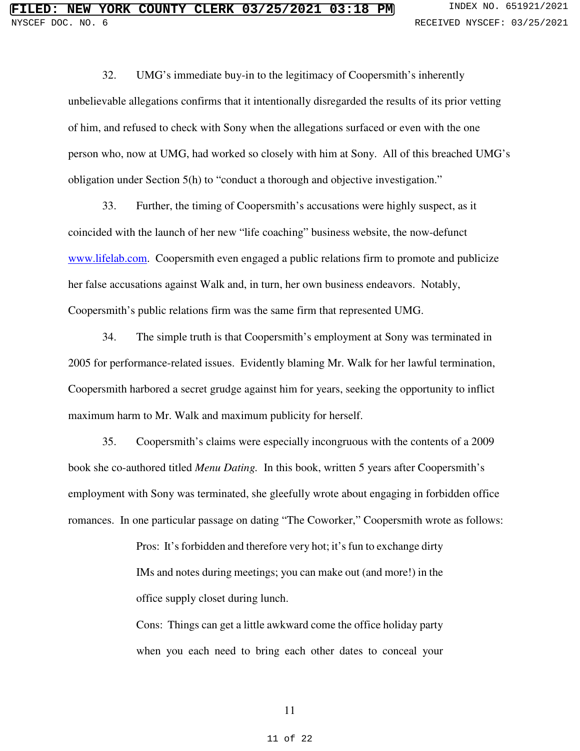32. UMG's immediate buy-in to the legitimacy of Coopersmith's inherently unbelievable allegations confirms that it intentionally disregarded the results of its prior vetting of him, and refused to check with Sony when the allegations surfaced or even with the one person who, now at UMG, had worked so closely with him at Sony. All of this breached UMG's obligation under Section 5(h) to "conduct a thorough and objective investigation."

33. Further, the timing of Coopersmith's accusations were highly suspect, as it coincided with the launch of her new "life coaching" business website, the now-defunct www.lifelab.com. Coopersmith even engaged a public relations firm to promote and publicize her false accusations against Walk and, in turn, her own business endeavors. Notably, Coopersmith's public relations firm was the same firm that represented UMG.

34. The simple truth is that Coopersmith's employment at Sony was terminated in 2005 for performance-related issues. Evidently blaming Mr. Walk for her lawful termination, Coopersmith harbored a secret grudge against him for years, seeking the opportunity to inflict maximum harm to Mr. Walk and maximum publicity for herself.

35. Coopersmith's claims were especially incongruous with the contents of a 2009 book she co-authored titled *Menu Dating.* In this book, written 5 years after Coopersmith's employment with Sony was terminated, she gleefully wrote about engaging in forbidden office romances. In one particular passage on dating "The Coworker," Coopersmith wrote as follows:

> Pros: It's forbidden and therefore very hot; it's fun to exchange dirty IMs and notes during meetings; you can make out (and more!) in the office supply closet during lunch.
>
> Cons: Things can get a little awkward come the office holiday party when you each need to bring each other dates to conceal your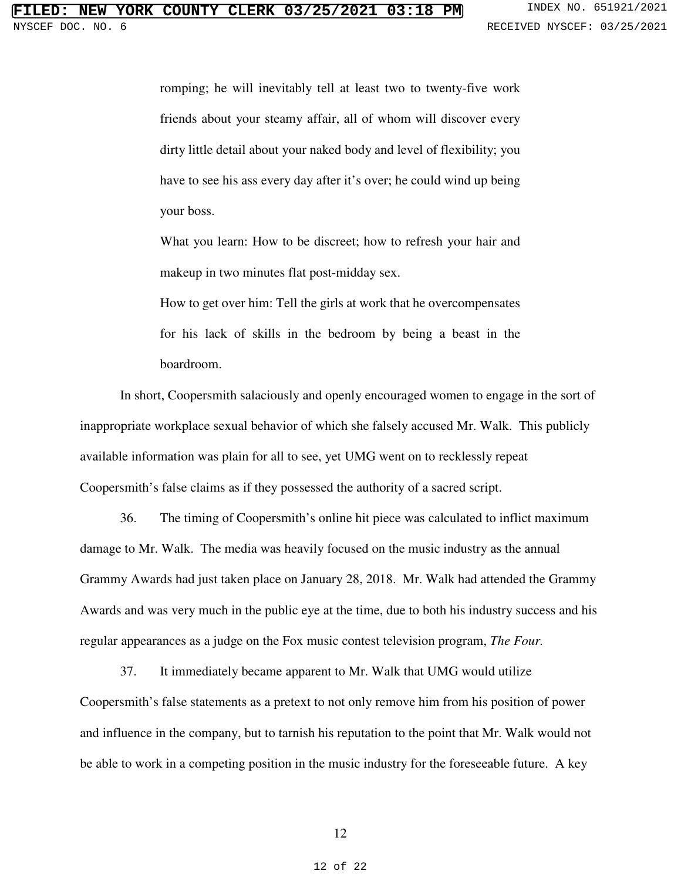> romping; he will inevitably tell at least two to twenty-five work friends about your steamy affair, all of whom will discover every dirty little detail about your naked body and level of flexibility; you have to see his ass every day after it's over; he could wind up being your boss.
>
> What you learn: How to be discreet; how to refresh your hair and makeup in two minutes flat post-midday sex.
>
> How to get over him: Tell the girls at work that he overcompensates for his lack of skills in the bedroom by being a beast in the boardroom.

In short, Coopersmith salaciously and openly encouraged women to engage in the sort of inappropriate workplace sexual behavior of which she falsely accused Mr. Walk. This publicly available information was plain for all to see, yet UMG went on to recklessly repeat Coopersmith's false claims as if they possessed the authority of a sacred script.

36. The timing of Coopersmith's online hit piece was calculated to inflict maximum damage to Mr. Walk. The media was heavily focused on the music industry as the annual Grammy Awards had just taken place on January 28, 2018. Mr. Walk had attended the Grammy Awards and was very much in the public eye at the time, due to both his industry success and his regular appearances as a judge on the Fox music contest television program, *The Four.*

37. It immediately became apparent to Mr. Walk that UMG would utilize Coopersmith's false statements as a pretext to not only remove him from his position of power and influence in the company, but to tarnish his reputation to the point that Mr. Walk would not be able to work in a competing position in the music industry for the foreseeable future. A key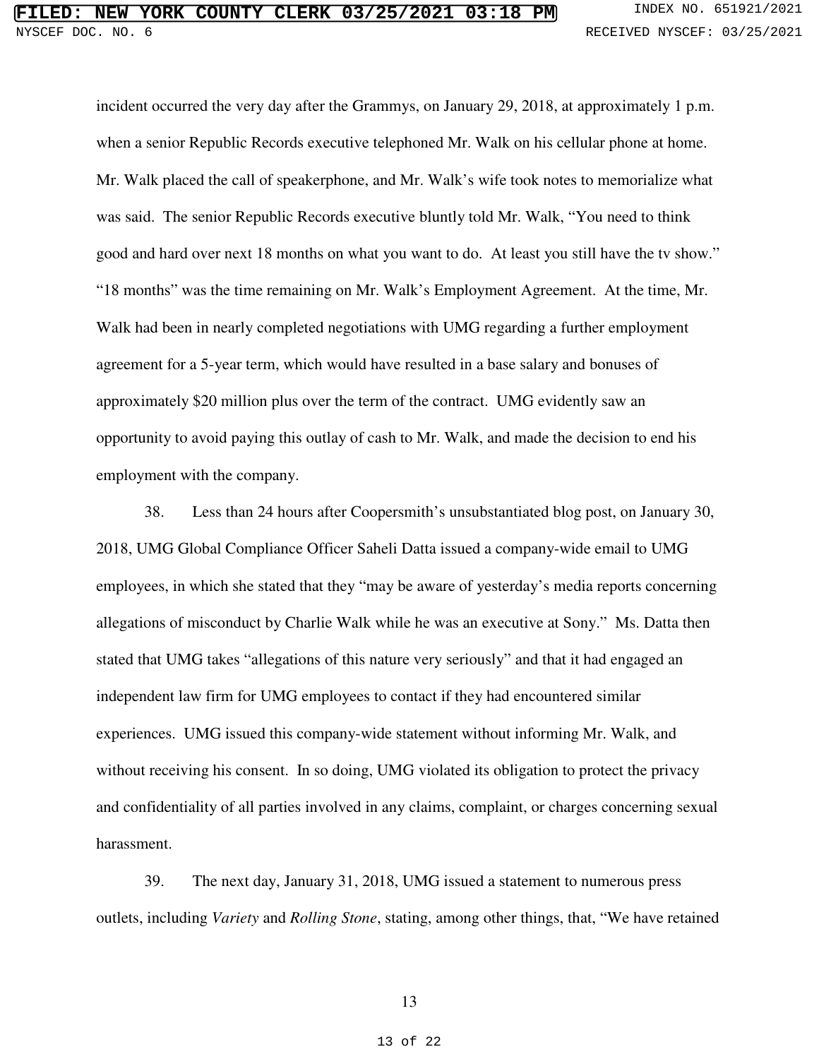incident occurred the very day after the Grammys, on January 29, 2018, at approximately 1 p.m. when a senior Republic Records executive telephoned Mr. Walk on his cellular phone at home. Mr. Walk placed the call of speakerphone, and Mr. Walk's wife took notes to memorialize what was said. The senior Republic Records executive bluntly told Mr. Walk, "You need to think good and hard over next 18 months on what you want to do. At least you still have the tv show." "18 months" was the time remaining on Mr. Walk's Employment Agreement. At the time, Mr. Walk had been in nearly completed negotiations with UMG regarding a further employment agreement for a 5-year term, which would have resulted in a base salary and bonuses of approximately $20 million plus over the term of the contract. UMG evidently saw an opportunity to avoid paying this outlay of cash to Mr. Walk, and made the decision to end his employment with the company.

38. Less than 24 hours after Coopersmith's unsubstantiated blog post, on January 30, 2018, UMG Global Compliance Officer Saheli Datta issued a company-wide email to UMG employees, in which she stated that they "may be aware of yesterday's media reports concerning allegations of misconduct by Charlie Walk while he was an executive at Sony." Ms. Datta then stated that UMG takes "allegations of this nature very seriously" and that it had engaged an independent law firm for UMG employees to contact if they had encountered similar experiences. UMG issued this company-wide statement without informing Mr. Walk, and without receiving his consent. In so doing, UMG violated its obligation to protect the privacy and confidentiality of all parties involved in any claims, complaint, or charges concerning sexual harassment.

39. The next day, January 31, 2018, UMG issued a statement to numerous press outlets, including *Variety* and *Rolling Stone*, stating, among other things, that, "We have retained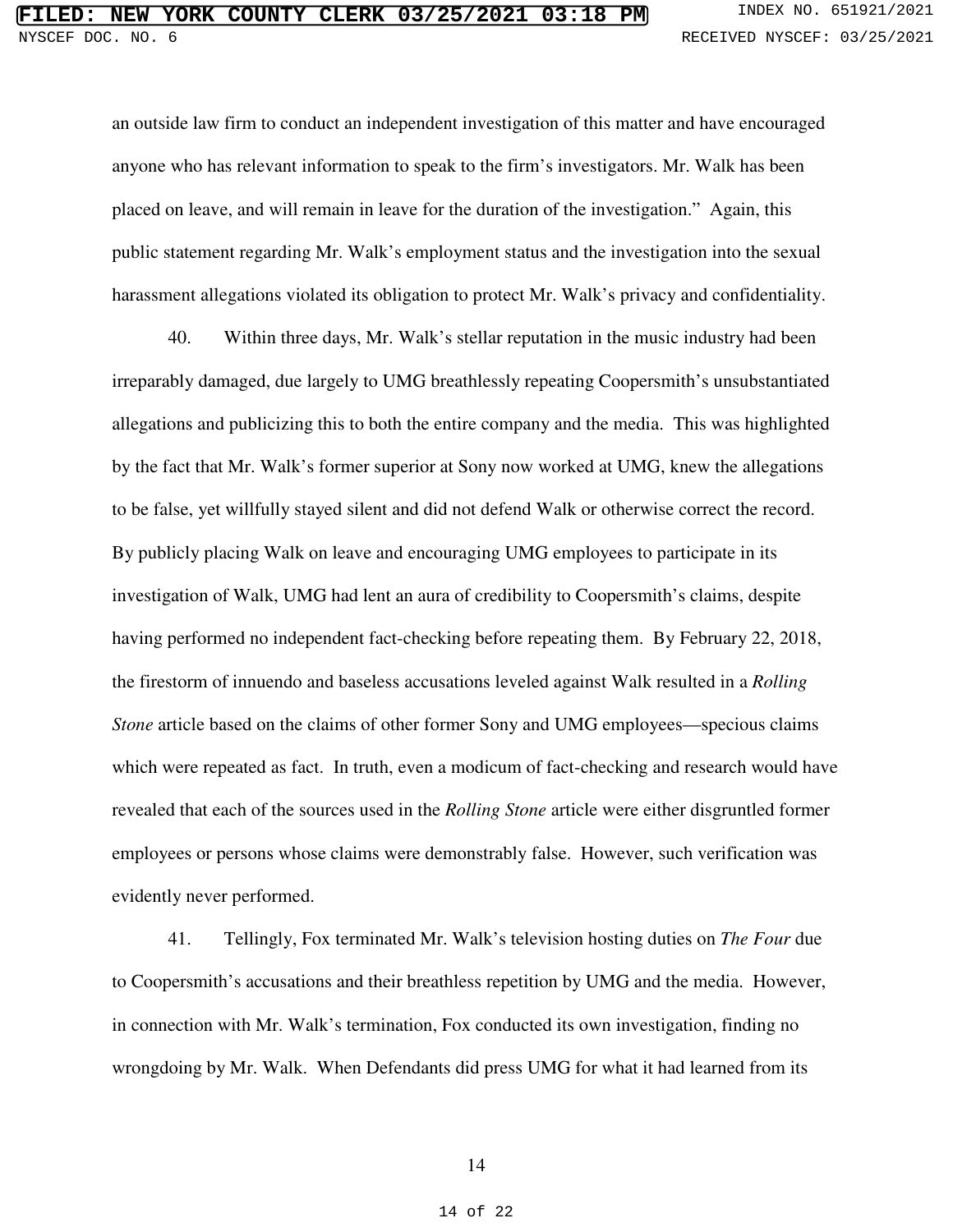an outside law firm to conduct an independent investigation of this matter and have encouraged anyone who has relevant information to speak to the firm's investigators. Mr. Walk has been placed on leave, and will remain in leave for the duration of the investigation." Again, this public statement regarding Mr. Walk's employment status and the investigation into the sexual harassment allegations violated its obligation to protect Mr. Walk's privacy and confidentiality.

40. Within three days, Mr. Walk's stellar reputation in the music industry had been irreparably damaged, due largely to UMG breathlessly repeating Coopersmith's unsubstantiated allegations and publicizing this to both the entire company and the media. This was highlighted by the fact that Mr. Walk's former superior at Sony now worked at UMG, knew the allegations to be false, yet willfully stayed silent and did not defend Walk or otherwise correct the record. By publicly placing Walk on leave and encouraging UMG employees to participate in its investigation of Walk, UMG had lent an aura of credibility to Coopersmith's claims, despite having performed no independent fact-checking before repeating them. By February 22, 2018, the firestorm of innuendo and baseless accusations leveled against Walk resulted in a *Rolling Stone* article based on the claims of other former Sony and UMG employees—specious claims which were repeated as fact. In truth, even a modicum of fact-checking and research would have revealed that each of the sources used in the *Rolling Stone* article were either disgruntled former employees or persons whose claims were demonstrably false. However, such verification was evidently never performed.

41. Tellingly, Fox terminated Mr. Walk's television hosting duties on *The Four* due to Coopersmith's accusations and their breathless repetition by UMG and the media. However, in connection with Mr. Walk's termination, Fox conducted its own investigation, finding no wrongdoing by Mr. Walk. When Defendants did press UMG for what it had learned from its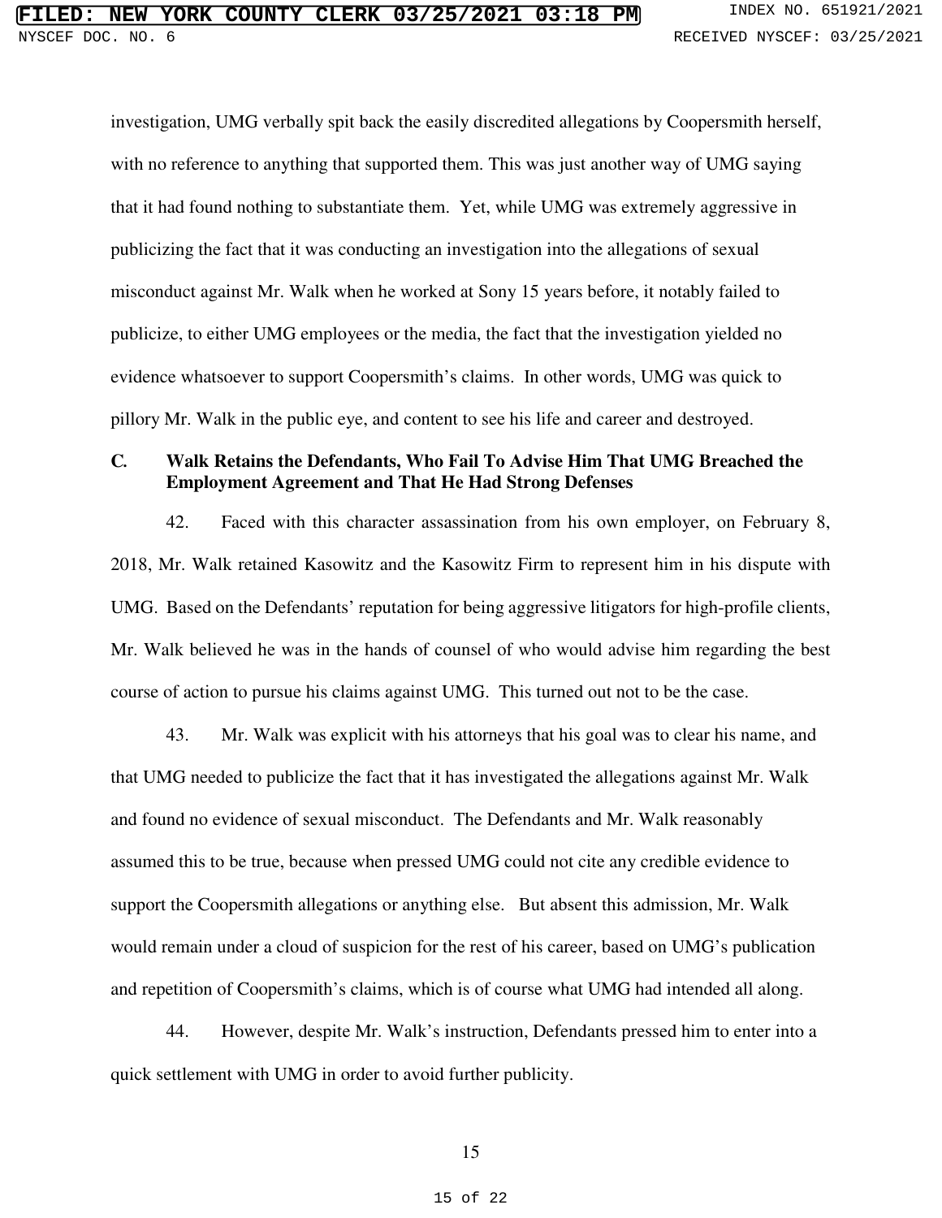investigation, UMG verbally spit back the easily discredited allegations by Coopersmith herself, with no reference to anything that supported them. This was just another way of UMG saying that it had found nothing to substantiate them. Yet, while UMG was extremely aggressive in publicizing the fact that it was conducting an investigation into the allegations of sexual misconduct against Mr. Walk when he worked at Sony 15 years before, it notably failed to publicize, to either UMG employees or the media, the fact that the investigation yielded no evidence whatsoever to support Coopersmith's claims. In other words, UMG was quick to pillory Mr. Walk in the public eye, and content to see his life and career and destroyed.

### C. Walk Retains the Defendants, Who Fail To Advise Him That UMG Breached the Employment Agreement and That He Had Strong Defenses

42. Faced with this character assassination from his own employer, on February 8, 2018, Mr. Walk retained Kasowitz and the Kasowitz Firm to represent him in his dispute with UMG. Based on the Defendants' reputation for being aggressive litigators for high-profile clients, Mr. Walk believed he was in the hands of counsel of who would advise him regarding the best course of action to pursue his claims against UMG. This turned out not to be the case.

43. Mr. Walk was explicit with his attorneys that his goal was to clear his name, and that UMG needed to publicize the fact that it has investigated the allegations against Mr. Walk and found no evidence of sexual misconduct. The Defendants and Mr. Walk reasonably assumed this to be true, because when pressed UMG could not cite any credible evidence to support the Coopersmith allegations or anything else. But absent this admission, Mr. Walk would remain under a cloud of suspicion for the rest of his career, based on UMG's publication and repetition of Coopersmith's claims, which is of course what UMG had intended all along.

44. However, despite Mr. Walk's instruction, Defendants pressed him to enter into a quick settlement with UMG in order to avoid further publicity.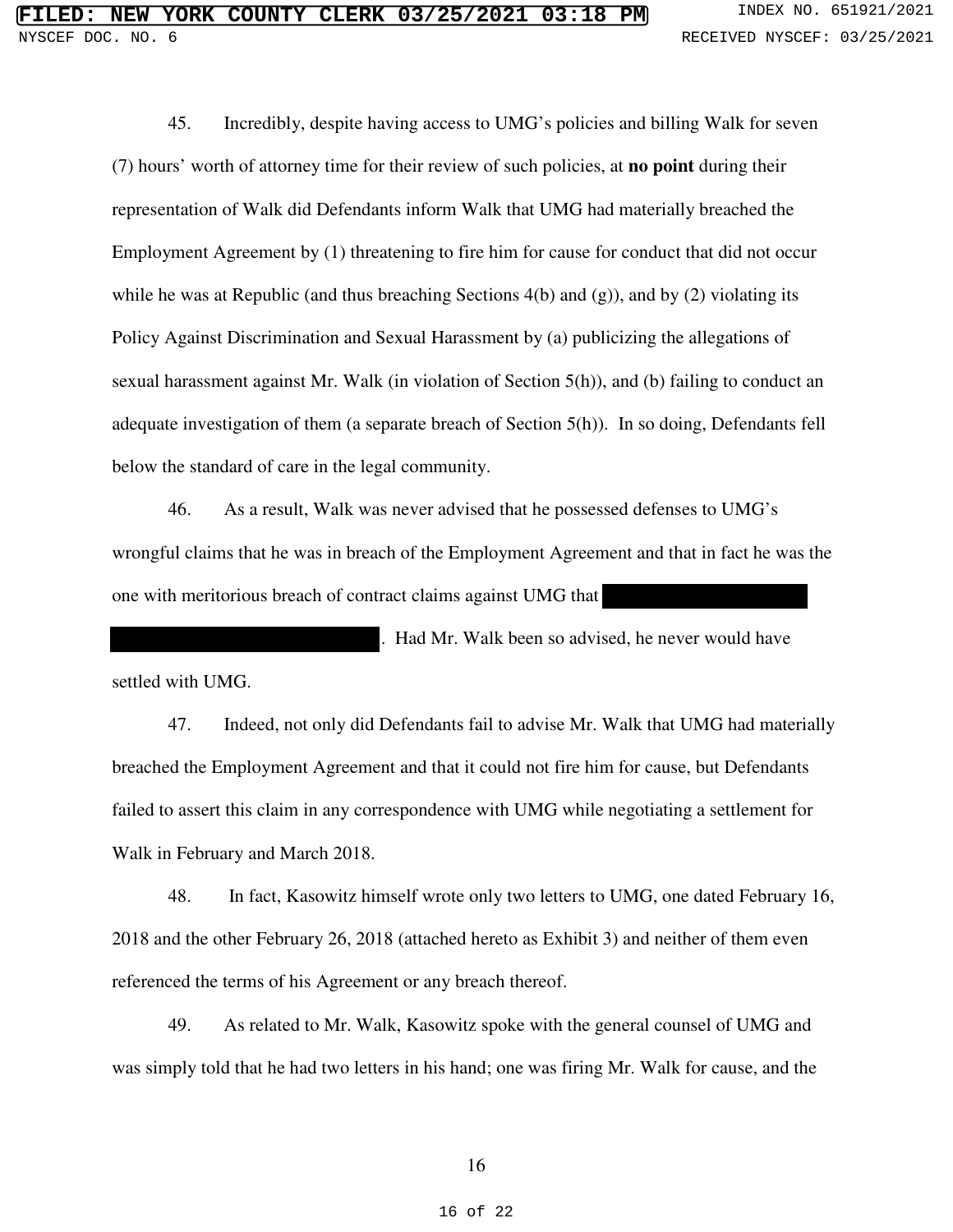45. Incredibly, despite having access to UMG's policies and billing Walk for seven (7) hours' worth of attorney time for their review of such policies, at **no point** during their representation of Walk did Defendants inform Walk that UMG had materially breached the Employment Agreement by (1) threatening to fire him for cause for conduct that did not occur while he was at Republic (and thus breaching Sections 4(b) and (g)), and by (2) violating its Policy Against Discrimination and Sexual Harassment by (a) publicizing the allegations of sexual harassment against Mr. Walk (in violation of Section 5(h)), and (b) failing to conduct an adequate investigation of them (a separate breach of Section 5(h)). In so doing, Defendants fell below the standard of care in the legal community.

46. As a result, Walk was never advised that he possessed defenses to UMG's wrongful claims that he was in breach of the Employment Agreement and that in fact he was the one with meritorious breach of contract claims against UMG that [REDACTED] [REDACTED]. Had Mr. Walk been so advised, he never would have settled with UMG.

47. Indeed, not only did Defendants fail to advise Mr. Walk that UMG had materially breached the Employment Agreement and that it could not fire him for cause, but Defendants failed to assert this claim in any correspondence with UMG while negotiating a settlement for Walk in February and March 2018.

48. In fact, Kasowitz himself wrote only two letters to UMG, one dated February 16, 2018 and the other February 26, 2018 (attached hereto as Exhibit 3) and neither of them even referenced the terms of his Agreement or any breach thereof.

49. As related to Mr. Walk, Kasowitz spoke with the general counsel of UMG and was simply told that he had two letters in his hand; one was firing Mr. Walk for cause, and the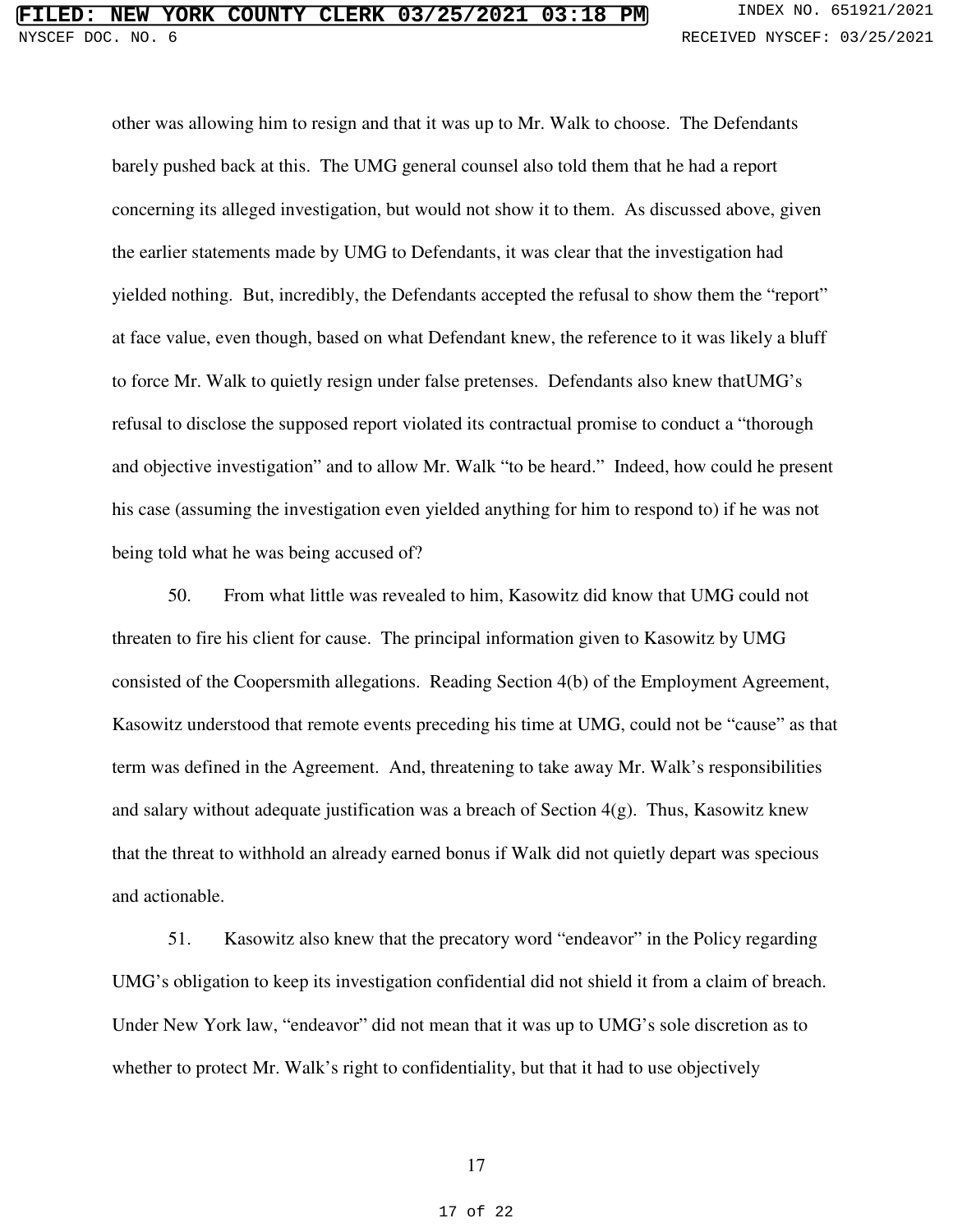other was allowing him to resign and that it was up to Mr. Walk to choose. The Defendants barely pushed back at this. The UMG general counsel also told them that he had a report concerning its alleged investigation, but would not show it to them. As discussed above, given the earlier statements made by UMG to Defendants, it was clear that the investigation had yielded nothing. But, incredibly, the Defendants accepted the refusal to show them the "report" at face value, even though, based on what Defendant knew, the reference to it was likely a bluff to force Mr. Walk to quietly resign under false pretenses. Defendants also knew thatUMG's refusal to disclose the supposed report violated its contractual promise to conduct a "thorough and objective investigation" and to allow Mr. Walk "to be heard." Indeed, how could he present his case (assuming the investigation even yielded anything for him to respond to) if he was not being told what he was being accused of?

50. From what little was revealed to him, Kasowitz did know that UMG could not threaten to fire his client for cause. The principal information given to Kasowitz by UMG consisted of the Coopersmith allegations. Reading Section 4(b) of the Employment Agreement, Kasowitz understood that remote events preceding his time at UMG, could not be "cause" as that term was defined in the Agreement. And, threatening to take away Mr. Walk's responsibilities and salary without adequate justification was a breach of Section 4(g). Thus, Kasowitz knew that the threat to withhold an already earned bonus if Walk did not quietly depart was specious and actionable.

51. Kasowitz also knew that the precatory word "endeavor" in the Policy regarding UMG's obligation to keep its investigation confidential did not shield it from a claim of breach. Under New York law, "endeavor" did not mean that it was up to UMG's sole discretion as to whether to protect Mr. Walk's right to confidentiality, but that it had to use objectively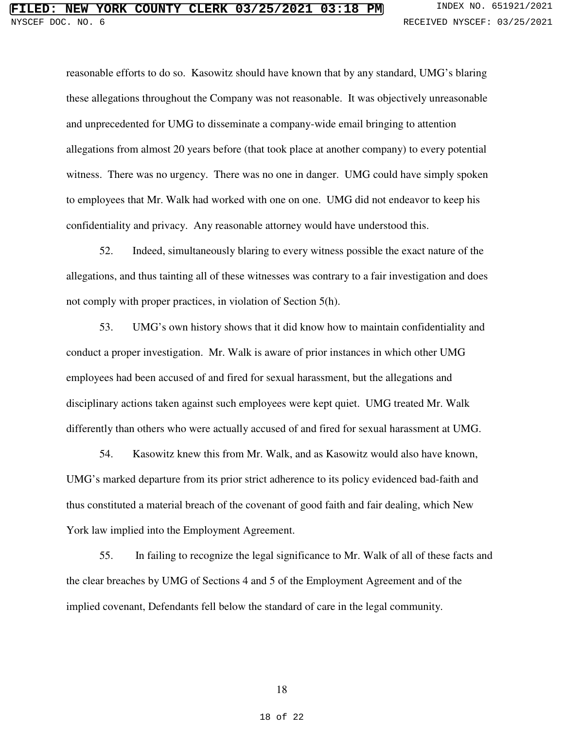reasonable efforts to do so. Kasowitz should have known that by any standard, UMG's blaring these allegations throughout the Company was not reasonable. It was objectively unreasonable and unprecedented for UMG to disseminate a company-wide email bringing to attention allegations from almost 20 years before (that took place at another company) to every potential witness. There was no urgency. There was no one in danger. UMG could have simply spoken to employees that Mr. Walk had worked with one on one. UMG did not endeavor to keep his confidentiality and privacy. Any reasonable attorney would have understood this.

52. Indeed, simultaneously blaring to every witness possible the exact nature of the allegations, and thus tainting all of these witnesses was contrary to a fair investigation and does not comply with proper practices, in violation of Section 5(h).

53. UMG's own history shows that it did know how to maintain confidentiality and conduct a proper investigation. Mr. Walk is aware of prior instances in which other UMG employees had been accused of and fired for sexual harassment, but the allegations and disciplinary actions taken against such employees were kept quiet. UMG treated Mr. Walk differently than others who were actually accused of and fired for sexual harassment at UMG.

54. Kasowitz knew this from Mr. Walk, and as Kasowitz would also have known, UMG's marked departure from its prior strict adherence to its policy evidenced bad-faith and thus constituted a material breach of the covenant of good faith and fair dealing, which New York law implied into the Employment Agreement.

55. In failing to recognize the legal significance to Mr. Walk of all of these facts and the clear breaches by UMG of Sections 4 and 5 of the Employment Agreement and of the implied covenant, Defendants fell below the standard of care in the legal community.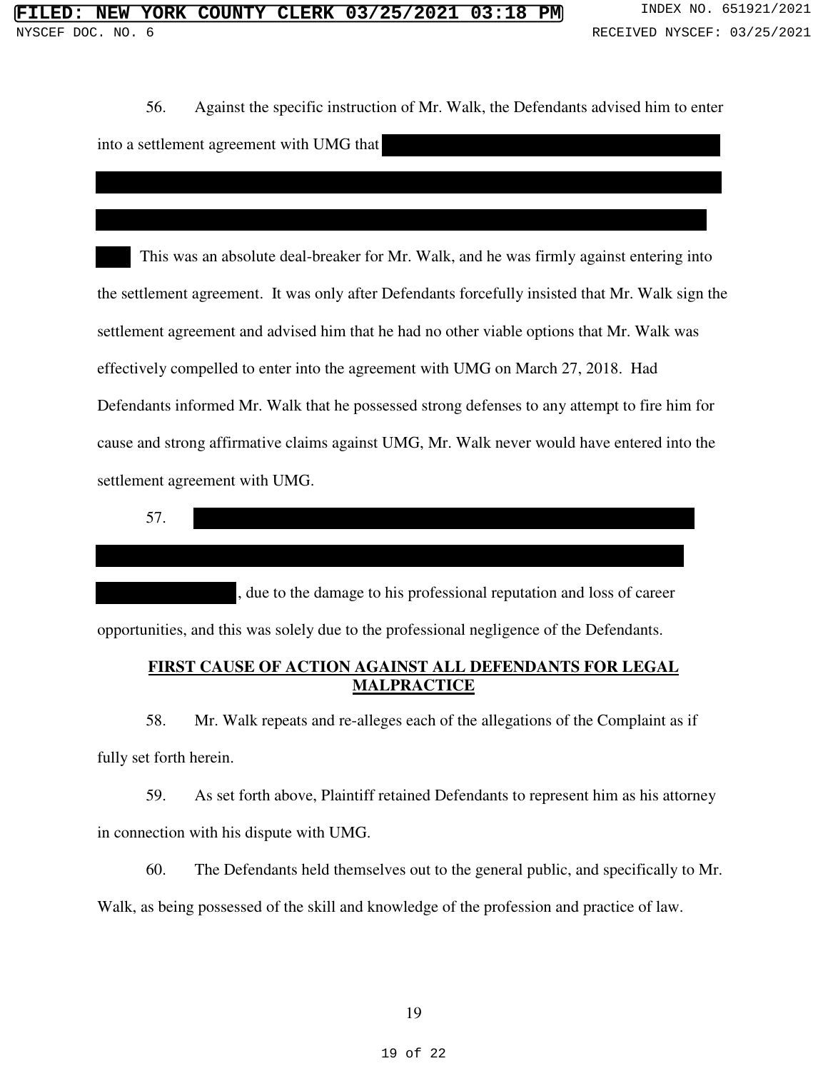56. Against the specific instruction of Mr. Walk, the Defendants advised him to enter into a settlement agreement with UMG that [REDACTED] This was an absolute deal-breaker for Mr. Walk, and he was firmly against entering into the settlement agreement. It was only after Defendants forcefully insisted that Mr. Walk sign the settlement agreement and advised him that he had no other viable options that Mr. Walk was effectively compelled to enter into the agreement with UMG on March 27, 2018. Had Defendants informed Mr. Walk that he possessed strong defenses to any attempt to fire him for cause and strong affirmative claims against UMG, Mr. Walk never would have entered into the settlement agreement with UMG.

57. [REDACTED], due to the damage to his professional reputation and loss of career opportunities, and this was solely due to the professional negligence of the Defendants.

**FIRST CAUSE OF ACTION AGAINST ALL DEFENDANTS FOR LEGAL MALPRACTICE**

58. Mr. Walk repeats and re-alleges each of the allegations of the Complaint as if fully set forth herein.

59. As set forth above, Plaintiff retained Defendants to represent him as his attorney in connection with his dispute with UMG.

60. The Defendants held themselves out to the general public, and specifically to Mr. Walk, as being possessed of the skill and knowledge of the profession and practice of law.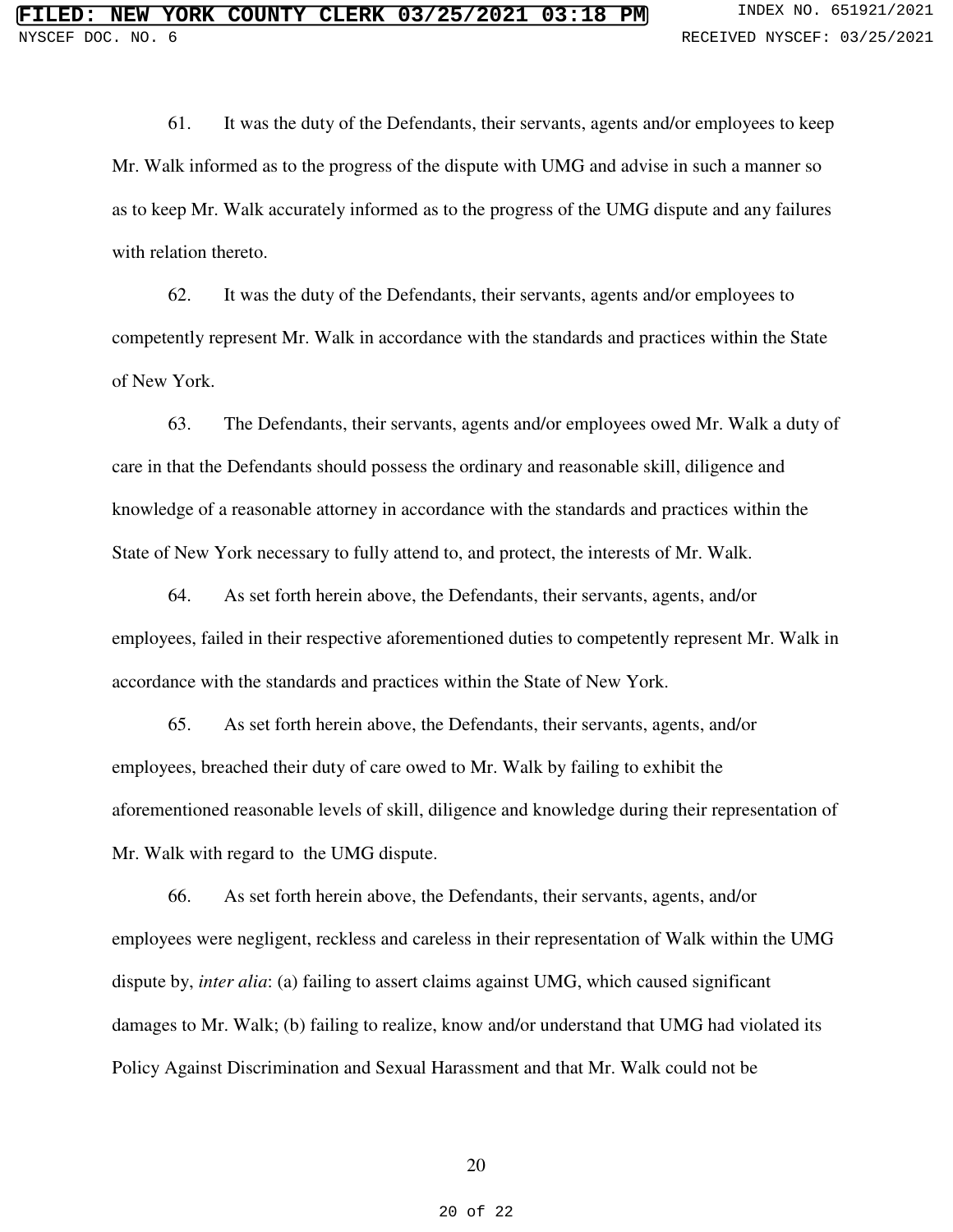61. It was the duty of the Defendants, their servants, agents and/or employees to keep Mr. Walk informed as to the progress of the dispute with UMG and advise in such a manner so as to keep Mr. Walk accurately informed as to the progress of the UMG dispute and any failures with relation thereto.

62. It was the duty of the Defendants, their servants, agents and/or employees to competently represent Mr. Walk in accordance with the standards and practices within the State of New York.

63. The Defendants, their servants, agents and/or employees owed Mr. Walk a duty of care in that the Defendants should possess the ordinary and reasonable skill, diligence and knowledge of a reasonable attorney in accordance with the standards and practices within the State of New York necessary to fully attend to, and protect, the interests of Mr. Walk.

64. As set forth herein above, the Defendants, their servants, agents, and/or employees, failed in their respective aforementioned duties to competently represent Mr. Walk in accordance with the standards and practices within the State of New York.

65. As set forth herein above, the Defendants, their servants, agents, and/or employees, breached their duty of care owed to Mr. Walk by failing to exhibit the aforementioned reasonable levels of skill, diligence and knowledge during their representation of Mr. Walk with regard to the UMG dispute.

66. As set forth herein above, the Defendants, their servants, agents, and/or employees were negligent, reckless and careless in their representation of Walk within the UMG dispute by, *inter alia*: (a) failing to assert claims against UMG, which caused significant damages to Mr. Walk; (b) failing to realize, know and/or understand that UMG had violated its Policy Against Discrimination and Sexual Harassment and that Mr. Walk could not be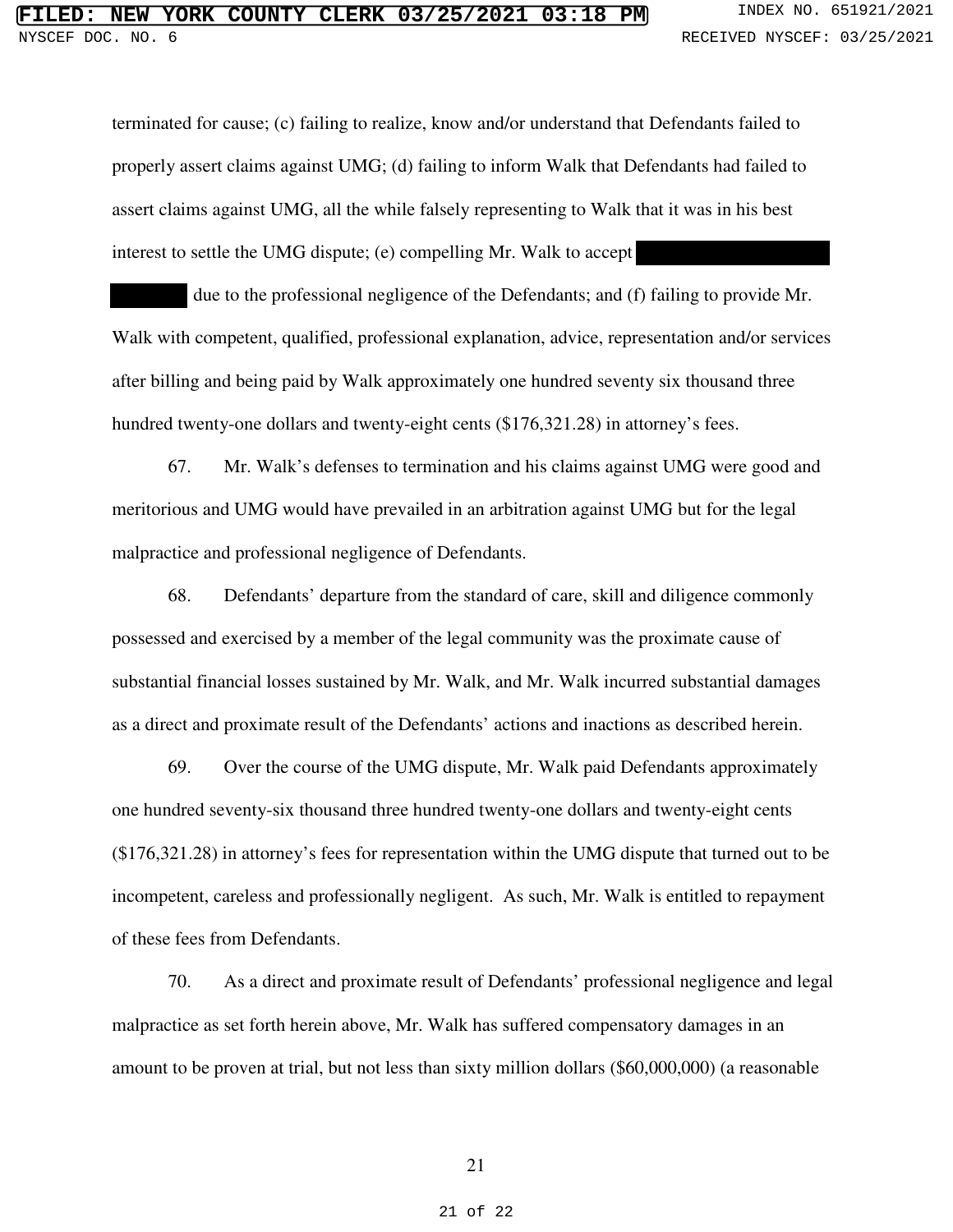terminated for cause; (c) failing to realize, know and/or understand that Defendants failed to properly assert claims against UMG; (d) failing to inform Walk that Defendants had failed to assert claims against UMG, all the while falsely representing to Walk that it was in his best interest to settle the UMG dispute; (e) compelling Mr. Walk to accept ███████████ ████ due to the professional negligence of the Defendants; and (f) failing to provide Mr. Walk with competent, qualified, professional explanation, advice, representation and/or services after billing and being paid by Walk approximately one hundred seventy six thousand three hundred twenty-one dollars and twenty-eight cents ($176,321.28) in attorney's fees.

67. Mr. Walk's defenses to termination and his claims against UMG were good and meritorious and UMG would have prevailed in an arbitration against UMG but for the legal malpractice and professional negligence of Defendants.

68. Defendants' departure from the standard of care, skill and diligence commonly possessed and exercised by a member of the legal community was the proximate cause of substantial financial losses sustained by Mr. Walk, and Mr. Walk incurred substantial damages as a direct and proximate result of the Defendants' actions and inactions as described herein.

69. Over the course of the UMG dispute, Mr. Walk paid Defendants approximately one hundred seventy-six thousand three hundred twenty-one dollars and twenty-eight cents ($176,321.28) in attorney's fees for representation within the UMG dispute that turned out to be incompetent, careless and professionally negligent. As such, Mr. Walk is entitled to repayment of these fees from Defendants.

70. As a direct and proximate result of Defendants' professional negligence and legal malpractice as set forth herein above, Mr. Walk has suffered compensatory damages in an amount to be proven at trial, but not less than sixty million dollars ($60,000,000) (a reasonable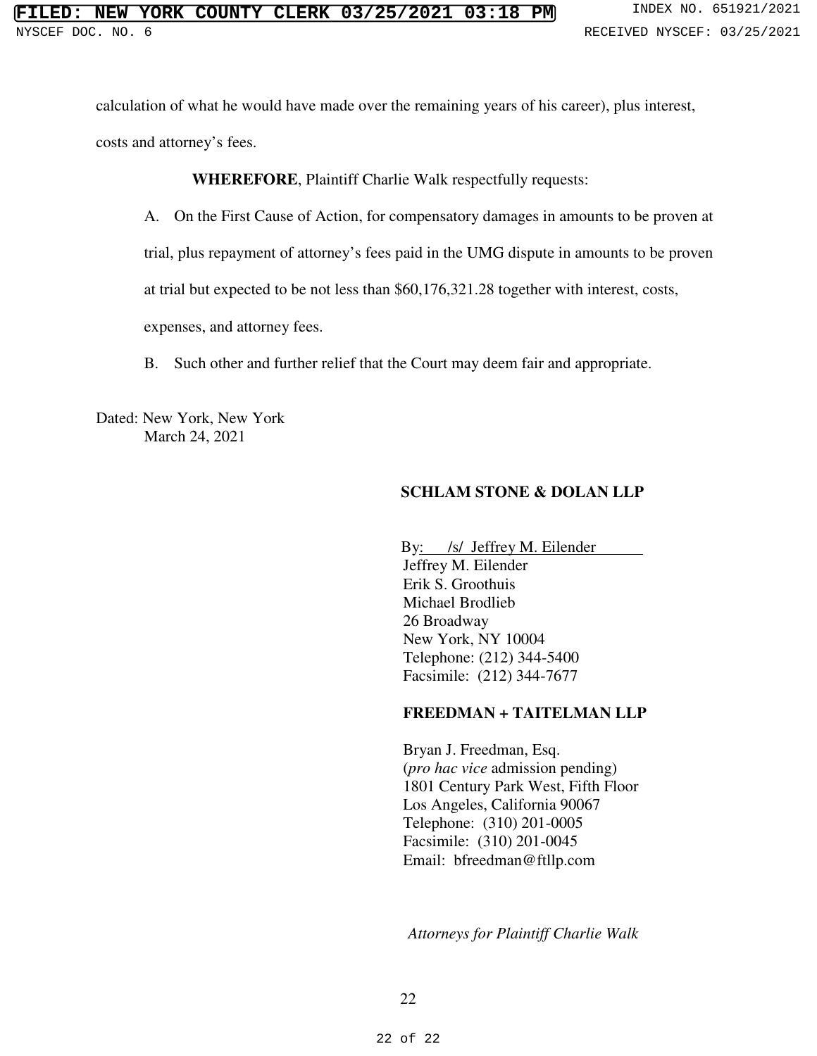calculation of what he would have made over the remaining years of his career), plus interest, costs and attorney's fees.

**WHEREFORE**, Plaintiff Charlie Walk respectfully requests:

A. On the First Cause of Action, for compensatory damages in amounts to be proven at trial, plus repayment of attorney's fees paid in the UMG dispute in amounts to be proven at trial but expected to be not less than $60,176,321.28 together with interest, costs, expenses, and attorney fees.

B. Such other and further relief that the Court may deem fair and appropriate.

Dated: New York, New York
March 24, 2021

**SCHLAM STONE & DOLAN LLP**

By: /s/ Jeffrey M. Eilender
Jeffrey M. Eilender
Erik S. Groothuis
Michael Brodlieb
26 Broadway
New York, NY 10004
Telephone: (212) 344-5400
Facsimile: (212) 344-7677

**FREEDMAN + TAITELMAN LLP**

Bryan J. Freedman, Esq.
(*pro hac vice* admission pending)
1801 Century Park West, Fifth Floor
Los Angeles, California 90067
Telephone: (310) 201-0005
Facsimile: (310) 201-0045
Email: bfreedman@ftllp.com

*Attorneys for Plaintiff Charlie Walk*